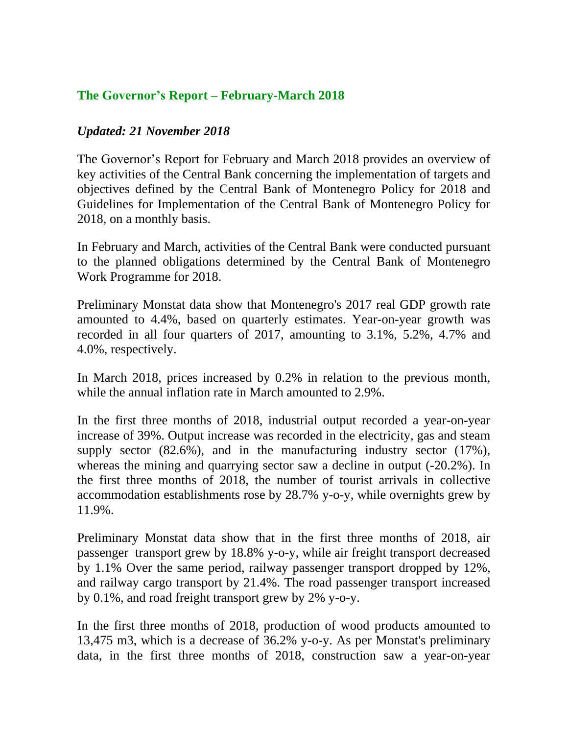## The Governor's Report – February-March 2018

***Updated: 21 November 2018***

The Governor's Report for February and March 2018 provides an overview of key activities of the Central Bank concerning the implementation of targets and objectives defined by the Central Bank of Montenegro Policy for 2018 and Guidelines for Implementation of the Central Bank of Montenegro Policy for 2018, on a monthly basis.

In February and March, activities of the Central Bank were conducted pursuant to the planned obligations determined by the Central Bank of Montenegro Work Programme for 2018.

Preliminary Monstat data show that Montenegro's 2017 real GDP growth rate amounted to 4.4%, based on quarterly estimates. Year-on-year growth was recorded in all four quarters of 2017, amounting to 3.1%, 5.2%, 4.7% and 4.0%, respectively.

In March 2018, prices increased by 0.2% in relation to the previous month, while the annual inflation rate in March amounted to 2.9%.

In the first three months of 2018, industrial output recorded a year-on-year increase of 39%. Output increase was recorded in the electricity, gas and steam supply sector (82.6%), and in the manufacturing industry sector (17%), whereas the mining and quarrying sector saw a decline in output (-20.2%). In the first three months of 2018, the number of tourist arrivals in collective accommodation establishments rose by 28.7% y-o-y, while overnights grew by 11.9%.

Preliminary Monstat data show that in the first three months of 2018, air passenger transport grew by 18.8% y-o-y, while air freight transport decreased by 1.1% Over the same period, railway passenger transport dropped by 12%, and railway cargo transport by 21.4%. The road passenger transport increased by 0.1%, and road freight transport grew by 2% y-o-y.

In the first three months of 2018, production of wood products amounted to 13,475 m3, which is a decrease of 36.2% y-o-y. As per Monstat's preliminary data, in the first three months of 2018, construction saw a year-on-year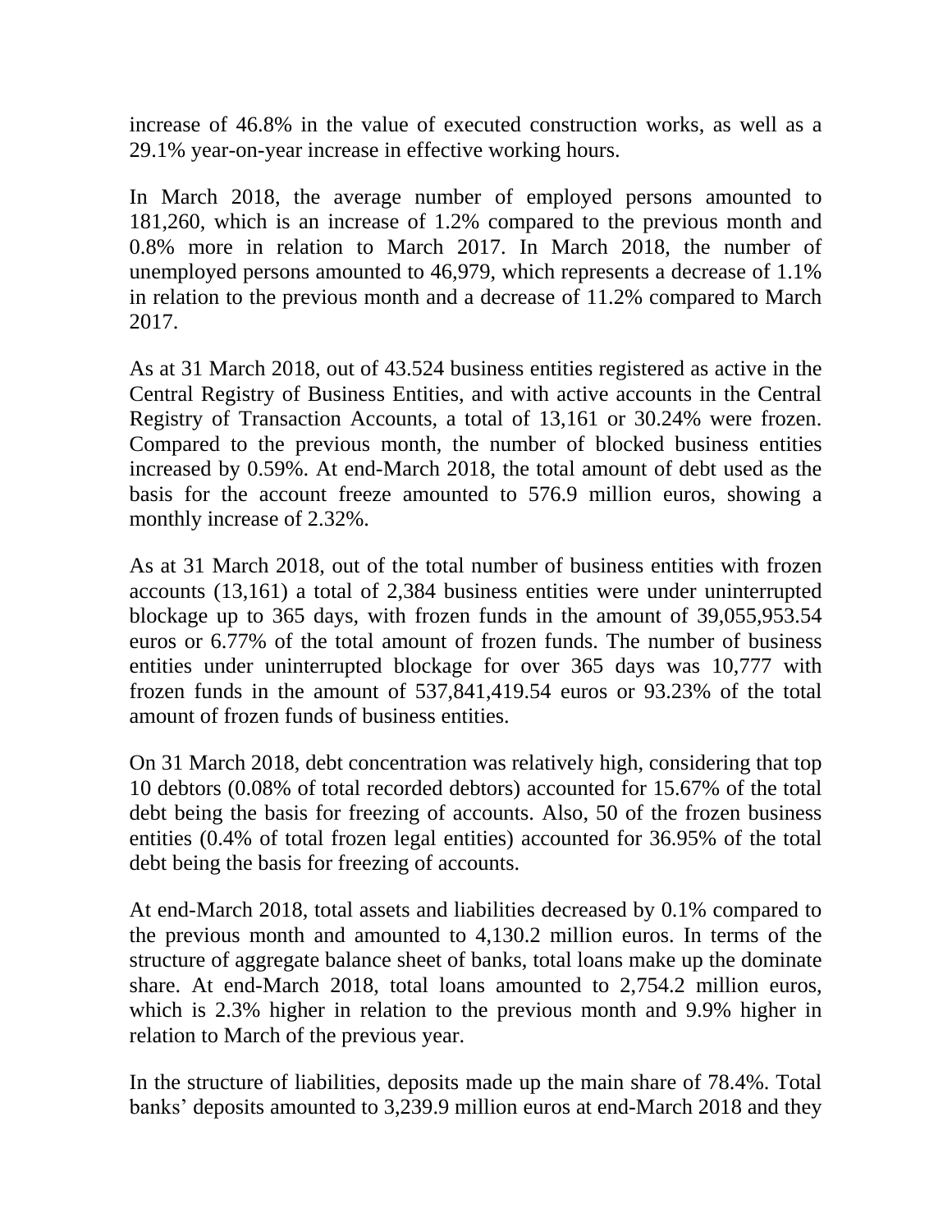increase of 46.8% in the value of executed construction works, as well as a 29.1% year-on-year increase in effective working hours.

In March 2018, the average number of employed persons amounted to 181,260, which is an increase of 1.2% compared to the previous month and 0.8% more in relation to March 2017. In March 2018, the number of unemployed persons amounted to 46,979, which represents a decrease of 1.1% in relation to the previous month and a decrease of 11.2% compared to March 2017.

As at 31 March 2018, out of 43.524 business entities registered as active in the Central Registry of Business Entities, and with active accounts in the Central Registry of Transaction Accounts, a total of 13,161 or 30.24% were frozen. Compared to the previous month, the number of blocked business entities increased by 0.59%. At end-March 2018, the total amount of debt used as the basis for the account freeze amounted to 576.9 million euros, showing a monthly increase of 2.32%.

As at 31 March 2018, out of the total number of business entities with frozen accounts (13,161) a total of 2,384 business entities were under uninterrupted blockage up to 365 days, with frozen funds in the amount of 39,055,953.54 euros or 6.77% of the total amount of frozen funds. The number of business entities under uninterrupted blockage for over 365 days was 10,777 with frozen funds in the amount of 537,841,419.54 euros or 93.23% of the total amount of frozen funds of business entities.

On 31 March 2018, debt concentration was relatively high, considering that top 10 debtors (0.08% of total recorded debtors) accounted for 15.67% of the total debt being the basis for freezing of accounts. Also, 50 of the frozen business entities (0.4% of total frozen legal entities) accounted for 36.95% of the total debt being the basis for freezing of accounts.

At end-March 2018, total assets and liabilities decreased by 0.1% compared to the previous month and amounted to 4,130.2 million euros. In terms of the structure of aggregate balance sheet of banks, total loans make up the dominate share. At end-March 2018, total loans amounted to 2,754.2 million euros, which is 2.3% higher in relation to the previous month and 9.9% higher in relation to March of the previous year.

In the structure of liabilities, deposits made up the main share of 78.4%. Total banks' deposits amounted to 3,239.9 million euros at end-March 2018 and they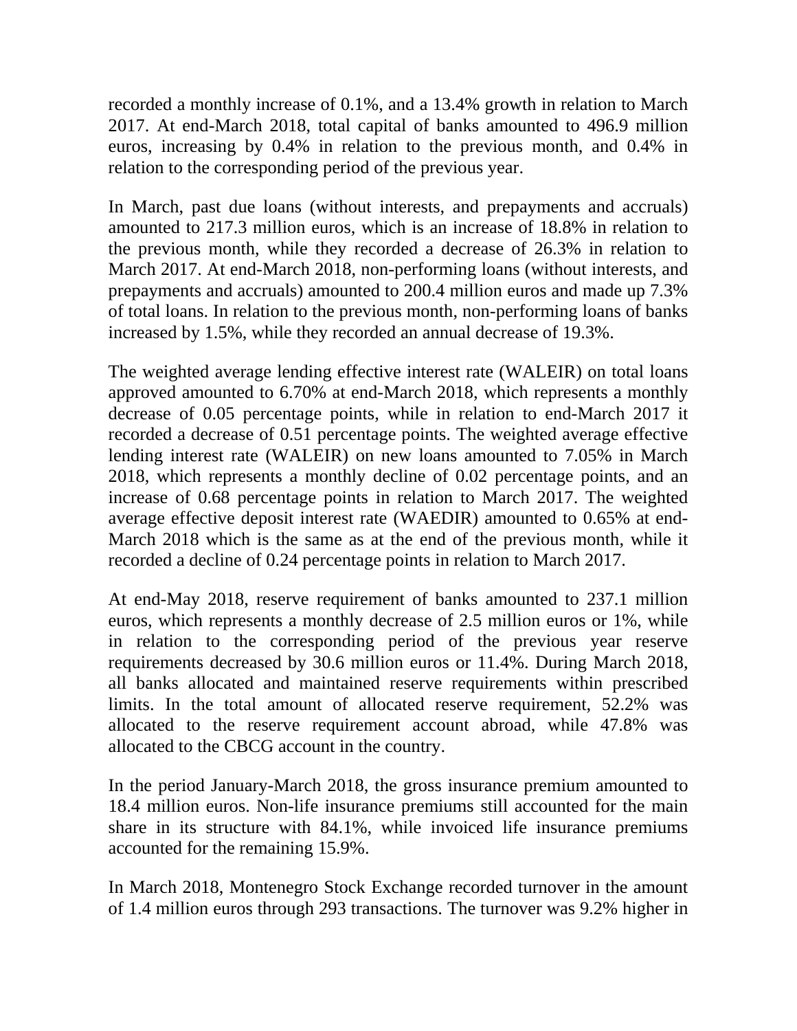recorded a monthly increase of 0.1%, and a 13.4% growth in relation to March 2017. At end-March 2018, total capital of banks amounted to 496.9 million euros, increasing by 0.4% in relation to the previous month, and 0.4% in relation to the corresponding period of the previous year.

In March, past due loans (without interests, and prepayments and accruals) amounted to 217.3 million euros, which is an increase of 18.8% in relation to the previous month, while they recorded a decrease of 26.3% in relation to March 2017. At end-March 2018, non-performing loans (without interests, and prepayments and accruals) amounted to 200.4 million euros and made up 7.3% of total loans. In relation to the previous month, non-performing loans of banks increased by 1.5%, while they recorded an annual decrease of 19.3%.

The weighted average lending effective interest rate (WALEIR) on total loans approved amounted to 6.70% at end-March 2018, which represents a monthly decrease of 0.05 percentage points, while in relation to end-March 2017 it recorded a decrease of 0.51 percentage points. The weighted average effective lending interest rate (WALEIR) on new loans amounted to 7.05% in March 2018, which represents a monthly decline of 0.02 percentage points, and an increase of 0.68 percentage points in relation to March 2017. The weighted average effective deposit interest rate (WAEDIR) amounted to 0.65% at end-March 2018 which is the same as at the end of the previous month, while it recorded a decline of 0.24 percentage points in relation to March 2017.

At end-May 2018, reserve requirement of banks amounted to 237.1 million euros, which represents a monthly decrease of 2.5 million euros or 1%, while in relation to the corresponding period of the previous year reserve requirements decreased by 30.6 million euros or 11.4%. During March 2018, all banks allocated and maintained reserve requirements within prescribed limits. In the total amount of allocated reserve requirement, 52.2% was allocated to the reserve requirement account abroad, while 47.8% was allocated to the CBCG account in the country.

In the period January-March 2018, the gross insurance premium amounted to 18.4 million euros. Non-life insurance premiums still accounted for the main share in its structure with 84.1%, while invoiced life insurance premiums accounted for the remaining 15.9%.

In March 2018, Montenegro Stock Exchange recorded turnover in the amount of 1.4 million euros through 293 transactions. The turnover was 9.2% higher in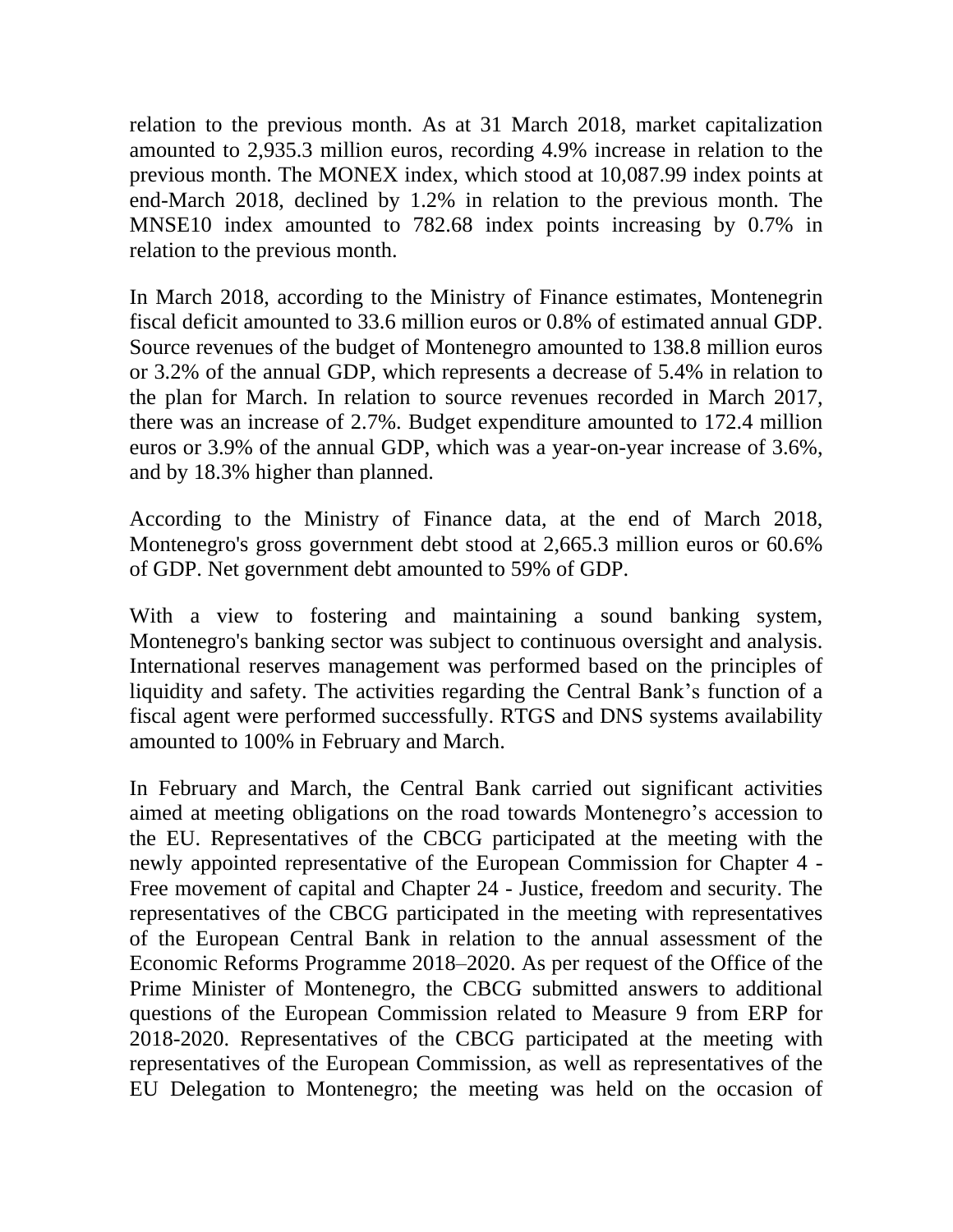relation to the previous month. As at 31 March 2018, market capitalization amounted to 2,935.3 million euros, recording 4.9% increase in relation to the previous month. The MONEX index, which stood at 10,087.99 index points at end-March 2018, declined by 1.2% in relation to the previous month. The MNSE10 index amounted to 782.68 index points increasing by 0.7% in relation to the previous month.

In March 2018, according to the Ministry of Finance estimates, Montenegrin fiscal deficit amounted to 33.6 million euros or 0.8% of estimated annual GDP. Source revenues of the budget of Montenegro amounted to 138.8 million euros or 3.2% of the annual GDP, which represents a decrease of 5.4% in relation to the plan for March. In relation to source revenues recorded in March 2017, there was an increase of 2.7%. Budget expenditure amounted to 172.4 million euros or 3.9% of the annual GDP, which was a year-on-year increase of 3.6%, and by 18.3% higher than planned.

According to the Ministry of Finance data, at the end of March 2018, Montenegro's gross government debt stood at 2,665.3 million euros or 60.6% of GDP. Net government debt amounted to 59% of GDP.

With a view to fostering and maintaining a sound banking system, Montenegro's banking sector was subject to continuous oversight and analysis. International reserves management was performed based on the principles of liquidity and safety. The activities regarding the Central Bank's function of a fiscal agent were performed successfully. RTGS and DNS systems availability amounted to 100% in February and March.

In February and March, the Central Bank carried out significant activities aimed at meeting obligations on the road towards Montenegro's accession to the EU. Representatives of the CBCG participated at the meeting with the newly appointed representative of the European Commission for Chapter 4 - Free movement of capital and Chapter 24 - Justice, freedom and security. The representatives of the CBCG participated in the meeting with representatives of the European Central Bank in relation to the annual assessment of the Economic Reforms Programme 2018–2020. As per request of the Office of the Prime Minister of Montenegro, the CBCG submitted answers to additional questions of the European Commission related to Measure 9 from ERP for 2018-2020. Representatives of the CBCG participated at the meeting with representatives of the European Commission, as well as representatives of the EU Delegation to Montenegro; the meeting was held on the occasion of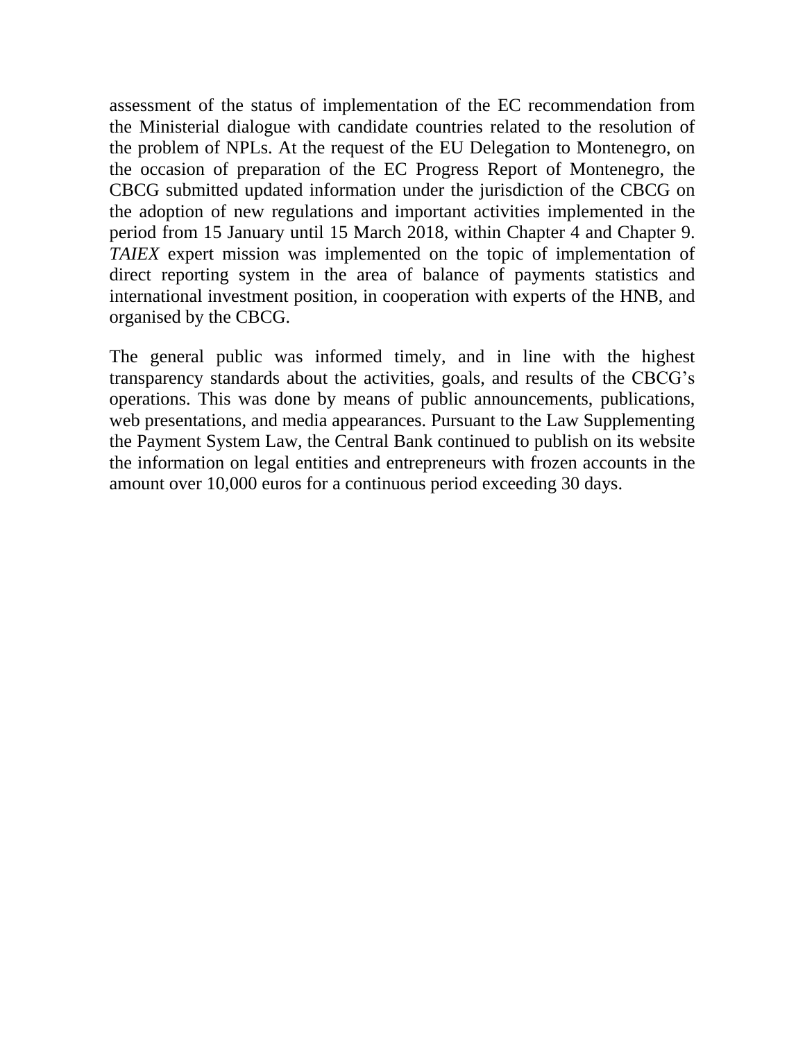assessment of the status of implementation of the EC recommendation from the Ministerial dialogue with candidate countries related to the resolution of the problem of NPLs. At the request of the EU Delegation to Montenegro, on the occasion of preparation of the EC Progress Report of Montenegro, the CBCG submitted updated information under the jurisdiction of the CBCG on the adoption of new regulations and important activities implemented in the period from 15 January until 15 March 2018, within Chapter 4 and Chapter 9. *TAIEX* expert mission was implemented on the topic of implementation of direct reporting system in the area of balance of payments statistics and international investment position, in cooperation with experts of the HNB, and organised by the CBCG.

The general public was informed timely, and in line with the highest transparency standards about the activities, goals, and results of the CBCG's operations. This was done by means of public announcements, publications, web presentations, and media appearances. Pursuant to the Law Supplementing the Payment System Law, the Central Bank continued to publish on its website the information on legal entities and entrepreneurs with frozen accounts in the amount over 10,000 euros for a continuous period exceeding 30 days.